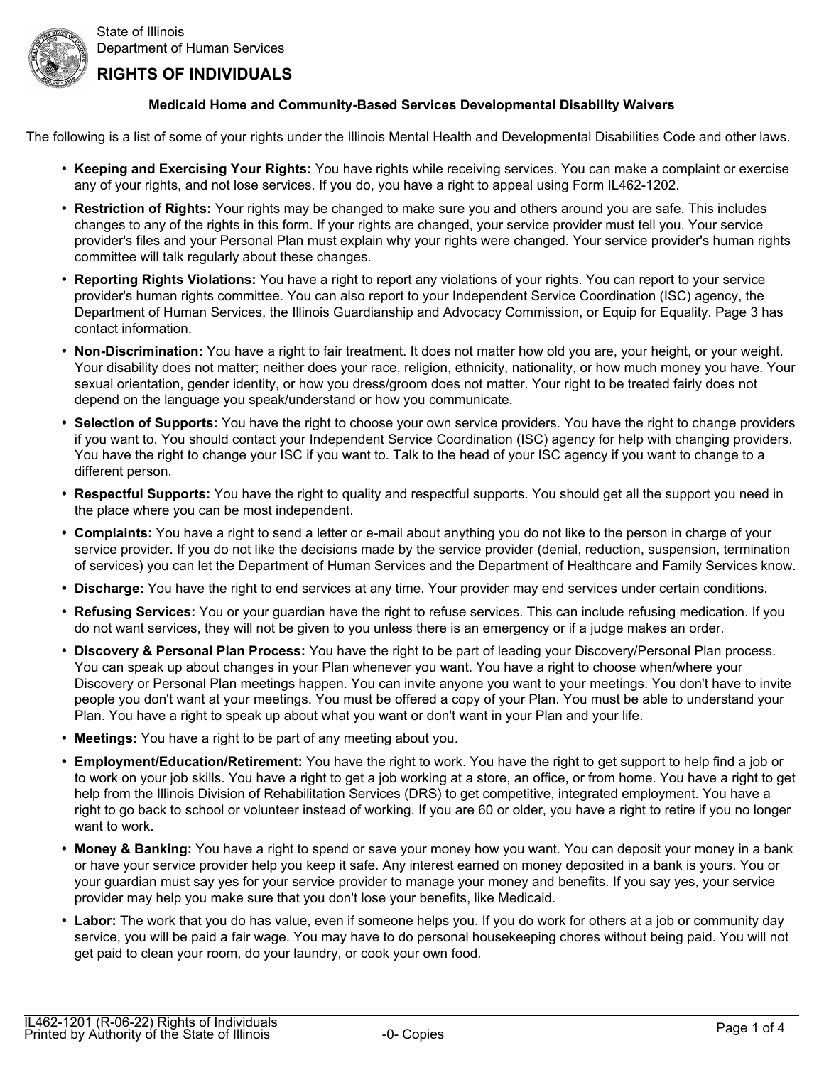State of Illinois
Department of Human Services

# RIGHTS OF INDIVIDUALS

## Medicaid Home and Community-Based Services Developmental Disability Waivers

The following is a list of some of your rights under the Illinois Mental Health and Developmental Disabilities Code and other laws.

- **Keeping and Exercising Your Rights:** You have rights while receiving services. You can make a complaint or exercise any of your rights, and not lose services. If you do, you have a right to appeal using Form IL462-1202.
- **Restriction of Rights:** Your rights may be changed to make sure you and others around you are safe. This includes changes to any of the rights in this form. If your rights are changed, your service provider must tell you. Your service provider's files and your Personal Plan must explain why your rights were changed. Your service provider's human rights committee will talk regularly about these changes.
- **Reporting Rights Violations:** You have a right to report any violations of your rights. You can report to your service provider's human rights committee. You can also report to your Independent Service Coordination (ISC) agency, the Department of Human Services, the Illinois Guardianship and Advocacy Commission, or Equip for Equality. Page 3 has contact information.
- **Non-Discrimination:** You have a right to fair treatment. It does not matter how old you are, your height, or your weight. Your disability does not matter; neither does your race, religion, ethnicity, nationality, or how much money you have. Your sexual orientation, gender identity, or how you dress/groom does not matter. Your right to be treated fairly does not depend on the language you speak/understand or how you communicate.
- **Selection of Supports:** You have the right to choose your own service providers. You have the right to change providers if you want to. You should contact your Independent Service Coordination (ISC) agency for help with changing providers. You have the right to change your ISC if you want to. Talk to the head of your ISC agency if you want to change to a different person.
- **Respectful Supports:** You have the right to quality and respectful supports. You should get all the support you need in the place where you can be most independent.
- **Complaints:** You have a right to send a letter or e-mail about anything you do not like to the person in charge of your service provider. If you do not like the decisions made by the service provider (denial, reduction, suspension, termination of services) you can let the Department of Human Services and the Department of Healthcare and Family Services know.
- **Discharge:** You have the right to end services at any time. Your provider may end services under certain conditions.
- **Refusing Services:** You or your guardian have the right to refuse services. This can include refusing medication. If you do not want services, they will not be given to you unless there is an emergency or if a judge makes an order.
- **Discovery & Personal Plan Process:** You have the right to be part of leading your Discovery/Personal Plan process. You can speak up about changes in your Plan whenever you want. You have a right to choose when/where your Discovery or Personal Plan meetings happen. You can invite anyone you want to your meetings. You don't have to invite people you don't want at your meetings. You must be offered a copy of your Plan. You must be able to understand your Plan. You have a right to speak up about what you want or don't want in your Plan and your life.
- **Meetings:** You have a right to be part of any meeting about you.
- **Employment/Education/Retirement:** You have the right to work. You have the right to get support to help find a job or to work on your job skills. You have a right to get a job working at a store, an office, or from home. You have a right to get help from the Illinois Division of Rehabilitation Services (DRS) to get competitive, integrated employment. You have a right to go back to school or volunteer instead of working. If you are 60 or older, you have a right to retire if you no longer want to work.
- **Money & Banking:** You have a right to spend or save your money how you want. You can deposit your money in a bank or have your service provider help you keep it safe. Any interest earned on money deposited in a bank is yours. You or your guardian must say yes for your service provider to manage your money and benefits. If you say yes, your service provider may help you make sure that you don't lose your benefits, like Medicaid.
- **Labor:** The work that you do has value, even if someone helps you. If you do work for others at a job or community day service, you will be paid a fair wage. You may have to do personal housekeeping chores without being paid. You will not get paid to clean your room, do your laundry, or cook your own food.

IL462-1201 (R-06-22) Rights of Individuals
Printed by Authority of the State of Illinois -0- Copies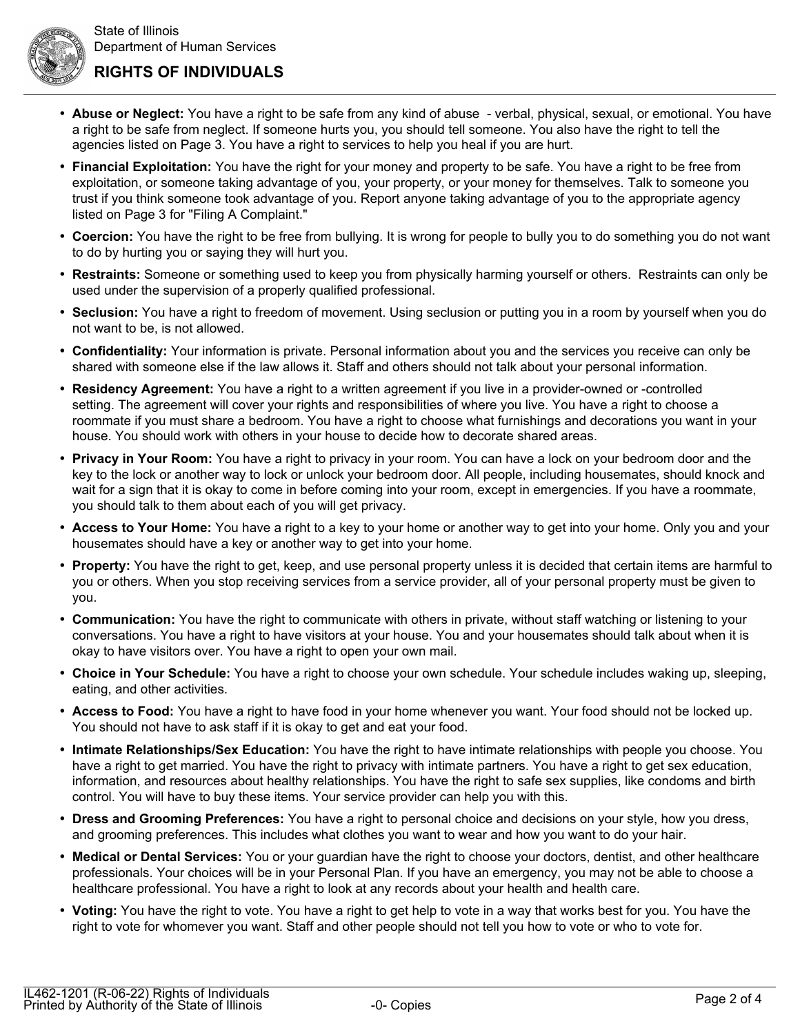- **Abuse or Neglect:** You have a right to be safe from any kind of abuse - verbal, physical, sexual, or emotional. You have a right to be safe from neglect. If someone hurts you, you should tell someone. You also have the right to tell the agencies listed on Page 3. You have a right to services to help you heal if you are hurt.
- **Financial Exploitation:** You have the right for your money and property to be safe. You have a right to be free from exploitation, or someone taking advantage of you, your property, or your money for themselves. Talk to someone you trust if you think someone took advantage of you. Report anyone taking advantage of you to the appropriate agency listed on Page 3 for "Filing A Complaint."
- **Coercion:** You have the right to be free from bullying. It is wrong for people to bully you to do something you do not want to do by hurting you or saying they will hurt you.
- **Restraints:** Someone or something used to keep you from physically harming yourself or others. Restraints can only be used under the supervision of a properly qualified professional.
- **Seclusion:** You have a right to freedom of movement. Using seclusion or putting you in a room by yourself when you do not want to be, is not allowed.
- **Confidentiality:** Your information is private. Personal information about you and the services you receive can only be shared with someone else if the law allows it. Staff and others should not talk about your personal information.
- **Residency Agreement:** You have a right to a written agreement if you live in a provider-owned or -controlled setting. The agreement will cover your rights and responsibilities of where you live. You have a right to choose a roommate if you must share a bedroom. You have a right to choose what furnishings and decorations you want in your house. You should work with others in your house to decide how to decorate shared areas.
- **Privacy in Your Room:** You have a right to privacy in your room. You can have a lock on your bedroom door and the key to the lock or another way to lock or unlock your bedroom door. All people, including housemates, should knock and wait for a sign that it is okay to come in before coming into your room, except in emergencies. If you have a roommate, you should talk to them about each of you will get privacy.
- **Access to Your Home:** You have a right to a key to your home or another way to get into your home. Only you and your housemates should have a key or another way to get into your home.
- **Property:** You have the right to get, keep, and use personal property unless it is decided that certain items are harmful to you or others. When you stop receiving services from a service provider, all of your personal property must be given to you.
- **Communication:** You have the right to communicate with others in private, without staff watching or listening to your conversations. You have a right to have visitors at your house. You and your housemates should talk about when it is okay to have visitors over. You have a right to open your own mail.
- **Choice in Your Schedule:** You have a right to choose your own schedule. Your schedule includes waking up, sleeping, eating, and other activities.
- **Access to Food:** You have a right to have food in your home whenever you want. Your food should not be locked up. You should not have to ask staff if it is okay to get and eat your food.
- **Intimate Relationships/Sex Education:** You have the right to have intimate relationships with people you choose. You have a right to get married. You have the right to privacy with intimate partners. You have a right to get sex education, information, and resources about healthy relationships. You have the right to safe sex supplies, like condoms and birth control. You will have to buy these items. Your service provider can help you with this.
- **Dress and Grooming Preferences:** You have a right to personal choice and decisions on your style, how you dress, and grooming preferences. This includes what clothes you want to wear and how you want to do your hair.
- **Medical or Dental Services:** You or your guardian have the right to choose your doctors, dentist, and other healthcare professionals. Your choices will be in your Personal Plan. If you have an emergency, you may not be able to choose a healthcare professional. You have a right to look at any records about your health and health care.
- **Voting:** You have the right to vote. You have a right to get help to vote in a way that works best for you. You have the right to vote for whomever you want. Staff and other people should not tell you how to vote or who to vote for.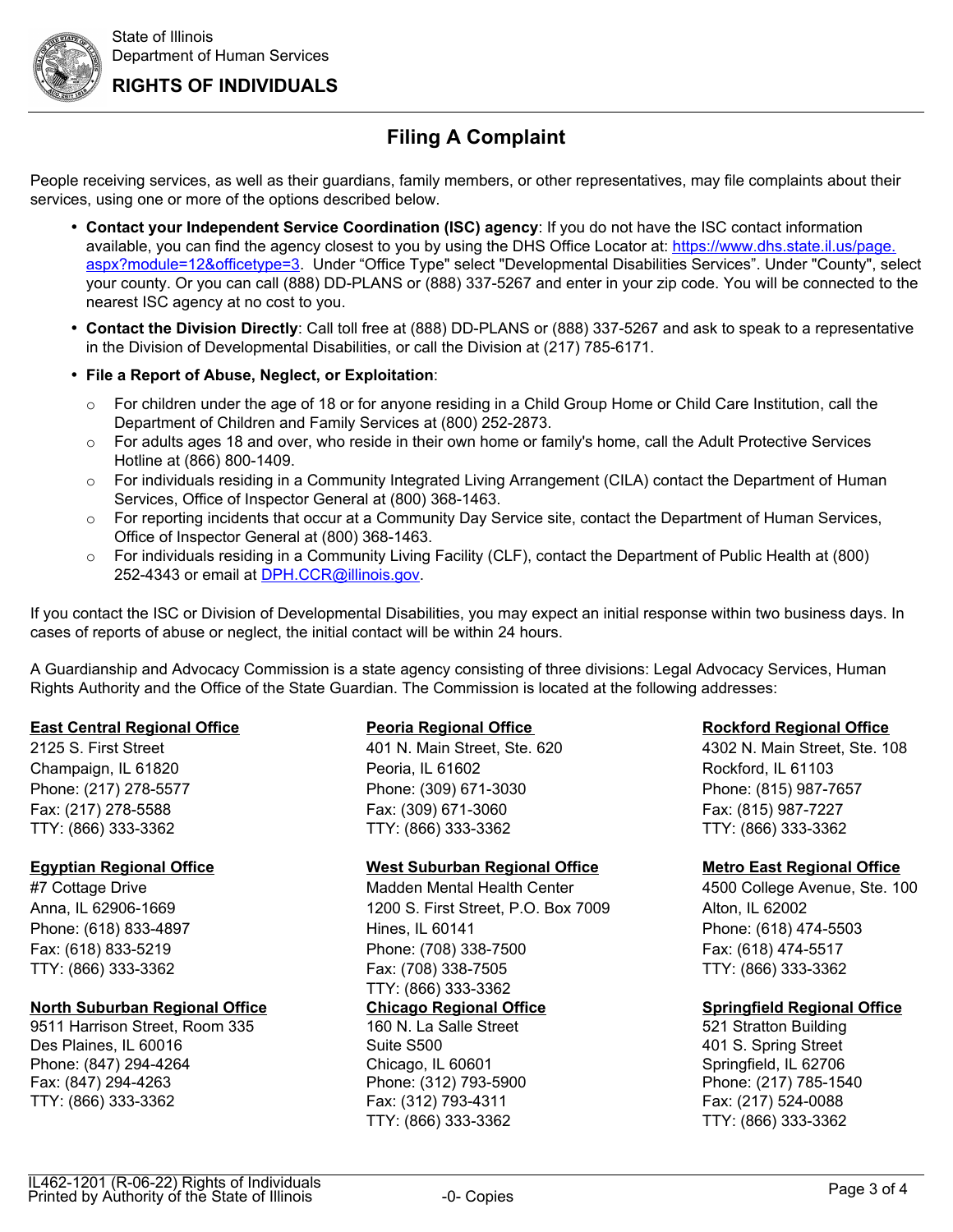State of Illinois
Department of Human Services

**RIGHTS OF INDIVIDUALS**

## Filing A Complaint

People receiving services, as well as their guardians, family members, or other representatives, may file complaints about their services, using one or more of the options described below.

- **Contact your Independent Service Coordination (ISC) agency**: If you do not have the ISC contact information available, you can find the agency closest to you by using the DHS Office Locator at: [https://www.dhs.state.il.us/page.aspx?module=12&officetype=3](https://www.dhs.state.il.us/page.aspx?module=12&officetype=3). Under "Office Type" select "Developmental Disabilities Services". Under "County", select your county. Or you can call (888) DD-PLANS or (888) 337-5267 and enter in your zip code. You will be connected to the nearest ISC agency at no cost to you.
- **Contact the Division Directly**: Call toll free at (888) DD-PLANS or (888) 337-5267 and ask to speak to a representative in the Division of Developmental Disabilities, or call the Division at (217) 785-6171.
- **File a Report of Abuse, Neglect, or Exploitation**:
  - For children under the age of 18 or for anyone residing in a Child Group Home or Child Care Institution, call the Department of Children and Family Services at (800) 252-2873.
  - For adults ages 18 and over, who reside in their own home or family's home, call the Adult Protective Services Hotline at (866) 800-1409.
  - For individuals residing in a Community Integrated Living Arrangement (CILA) contact the Department of Human Services, Office of Inspector General at (800) 368-1463.
  - For reporting incidents that occur at a Community Day Service site, contact the Department of Human Services, Office of Inspector General at (800) 368-1463.
  - For individuals residing in a Community Living Facility (CLF), contact the Department of Public Health at (800) 252-4343 or email at [DPH.CCR@illinois.gov](mailto:DPH.CCR@illinois.gov).

If you contact the ISC or Division of Developmental Disabilities, you may expect an initial response within two business days. In cases of reports of abuse or neglect, the initial contact will be within 24 hours.

A Guardianship and Advocacy Commission is a state agency consisting of three divisions: Legal Advocacy Services, Human Rights Authority and the Office of the State Guardian. The Commission is located at the following addresses:

**East Central Regional Office**
2125 S. First Street
Champaign, IL 61820
Phone: (217) 278-5577
Fax: (217) 278-5588
TTY: (866) 333-3362

**Peoria Regional Office**
401 N. Main Street, Ste. 620
Peoria, IL 61602
Phone: (309) 671-3030
Fax: (309) 671-3060
TTY: (866) 333-3362

**Rockford Regional Office**
4302 N. Main Street, Ste. 108
Rockford, IL 61103
Phone: (815) 987-7657
Fax: (815) 987-7227
TTY: (866) 333-3362

**Egyptian Regional Office**
#7 Cottage Drive
Anna, IL 62906-1669
Phone: (618) 833-4897
Fax: (618) 833-5219
TTY: (866) 333-3362

**West Suburban Regional Office**
Madden Mental Health Center
1200 S. First Street, P.O. Box 7009
Hines, IL 60141
Phone: (708) 338-7500
Fax: (708) 338-7505
TTY: (866) 333-3362

**Metro East Regional Office**
4500 College Avenue, Ste. 100
Alton, IL 62002
Phone: (618) 474-5503
Fax: (618) 474-5517
TTY: (866) 333-3362

**North Suburban Regional Office**
9511 Harrison Street, Room 335
Des Plaines, IL 60016
Phone: (847) 294-4264
Fax: (847) 294-4263
TTY: (866) 333-3362

**Chicago Regional Office**
160 N. La Salle Street
Suite S500
Chicago, IL 60601
Phone: (312) 793-5900
Fax: (312) 793-4311
TTY: (866) 333-3362

**Springfield Regional Office**
521 Stratton Building
401 S. Spring Street
Springfield, IL 62706
Phone: (217) 785-1540
Fax: (217) 524-0088
TTY: (866) 333-3362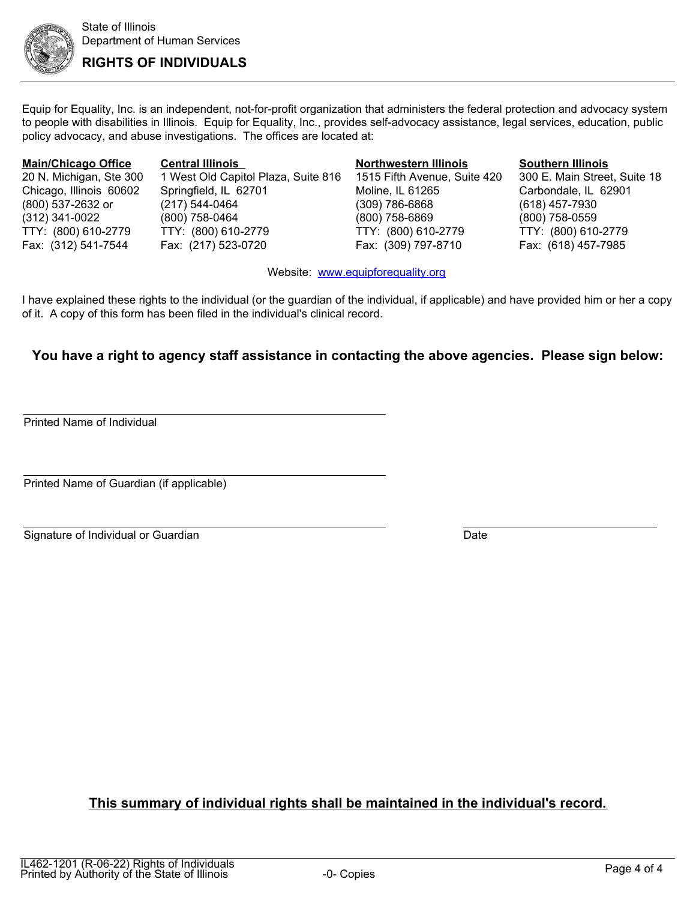State of Illinois
Department of Human Services

# RIGHTS OF INDIVIDUALS

Equip for Equality, Inc. is an independent, not-for-profit organization that administers the federal protection and advocacy system to people with disabilities in Illinois. Equip for Equality, Inc., provides self-advocacy assistance, legal services, education, public policy advocacy, and abuse investigations. The offices are located at:

| Main/Chicago Office | Central Illinois | Northwestern Illinois | Southern Illinois |
|---|---|---|---|
| 20 N. Michigan, Ste 300 | 1 West Old Capitol Plaza, Suite 816 | 1515 Fifth Avenue, Suite 420 | 300 E. Main Street, Suite 18 |
| Chicago, Illinois 60602 | Springfield, IL 62701 | Moline, IL 61265 | Carbondale, IL 62901 |
| (800) 537-2632 or | (217) 544-0464 | (309) 786-6868 | (618) 457-7930 |
| (312) 341-0022 | (800) 758-0464 | (800) 758-6869 | (800) 758-0559 |
| TTY: (800) 610-2779 | TTY: (800) 610-2779 | TTY: (800) 610-2779 | TTY: (800) 610-2779 |
| Fax: (312) 541-7544 | Fax: (217) 523-0720 | Fax: (309) 797-8710 | Fax: (618) 457-7985 |

Website: www.equipforequality.org

I have explained these rights to the individual (or the guardian of the individual, if applicable) and have provided him or her a copy of it. A copy of this form has been filed in the individual's clinical record.

**You have a right to agency staff assistance in contacting the above agencies. Please sign below:**

_______________________________________
Printed Name of Individual

_______________________________________
Printed Name of Guardian (if applicable)

_______________________________________ _______________________
Signature of Individual or Guardian Date

**This summary of individual rights shall be maintained in the individual's record.**

IL462-1201 (R-06-22) Rights of Individuals
Printed by Authority of the State of Illinois -0- Copies